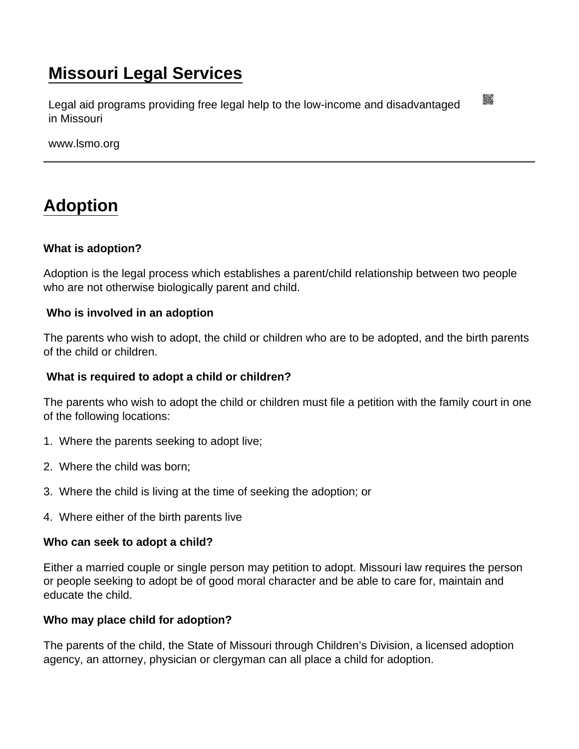# Missouri Legal Services

Legal aid programs providing free legal help to the low-income and disadvantaged in Missouri

www.lsmo.org

## Adoption

**What is adoption?**

Adoption is the legal process which establishes a parent/child relationship between two people who are not otherwise biologically parent and child.

**Who is involved in an adoption**

The parents who wish to adopt, the child or children who are to be adopted, and the birth parents of the child or children.

**What is required to adopt a child or children?**

The parents who wish to adopt the child or children must file a petition with the family court in one of the following locations:

1. Where the parents seeking to adopt live;
2. Where the child was born;
3. Where the child is living at the time of seeking the adoption; or
4. Where either of the birth parents live

**Who can seek to adopt a child?**

Either a married couple or single person may petition to adopt. Missouri law requires the person or people seeking to adopt be of good moral character and be able to care for, maintain and educate the child.

**Who may place child for adoption?**

The parents of the child, the State of Missouri through Children's Division, a licensed adoption agency, an attorney, physician or clergyman can all place a child for adoption.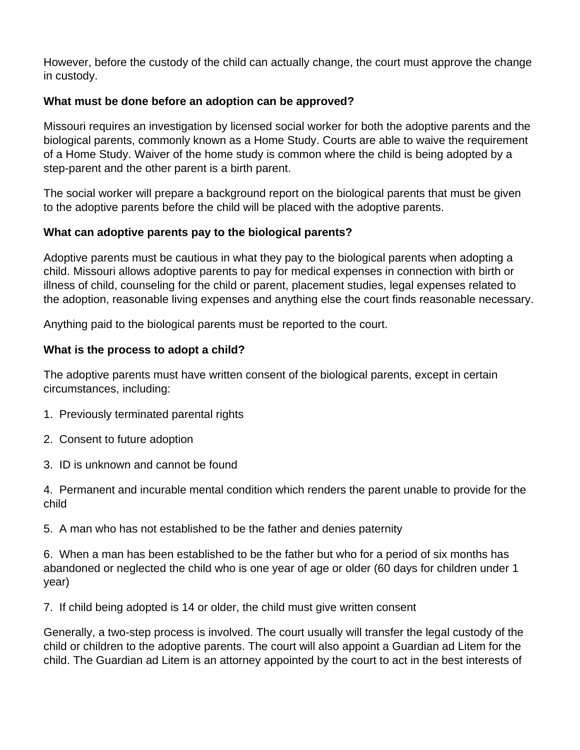However, before the custody of the child can actually change, the court must approve the change in custody.

**What must be done before an adoption can be approved?**

Missouri requires an investigation by licensed social worker for both the adoptive parents and the biological parents, commonly known as a Home Study. Courts are able to waive the requirement of a Home Study. Waiver of the home study is common where the child is being adopted by a step-parent and the other parent is a birth parent.

The social worker will prepare a background report on the biological parents that must be given to the adoptive parents before the child will be placed with the adoptive parents.

**What can adoptive parents pay to the biological parents?**

Adoptive parents must be cautious in what they pay to the biological parents when adopting a child. Missouri allows adoptive parents to pay for medical expenses in connection with birth or illness of child, counseling for the child or parent, placement studies, legal expenses related to the adoption, reasonable living expenses and anything else the court finds reasonable necessary.

Anything paid to the biological parents must be reported to the court.

**What is the process to adopt a child?**

The adoptive parents must have written consent of the biological parents, except in certain circumstances, including:

1. Previously terminated parental rights

2. Consent to future adoption

3. ID is unknown and cannot be found

4. Permanent and incurable mental condition which renders the parent unable to provide for the child

5. A man who has not established to be the father and denies paternity

6. When a man has been established to be the father but who for a period of six months has abandoned or neglected the child who is one year of age or older (60 days for children under 1 year)

7. If child being adopted is 14 or older, the child must give written consent

Generally, a two-step process is involved. The court usually will transfer the legal custody of the child or children to the adoptive parents. The court will also appoint a Guardian ad Litem for the child. The Guardian ad Litem is an attorney appointed by the court to act in the best interests of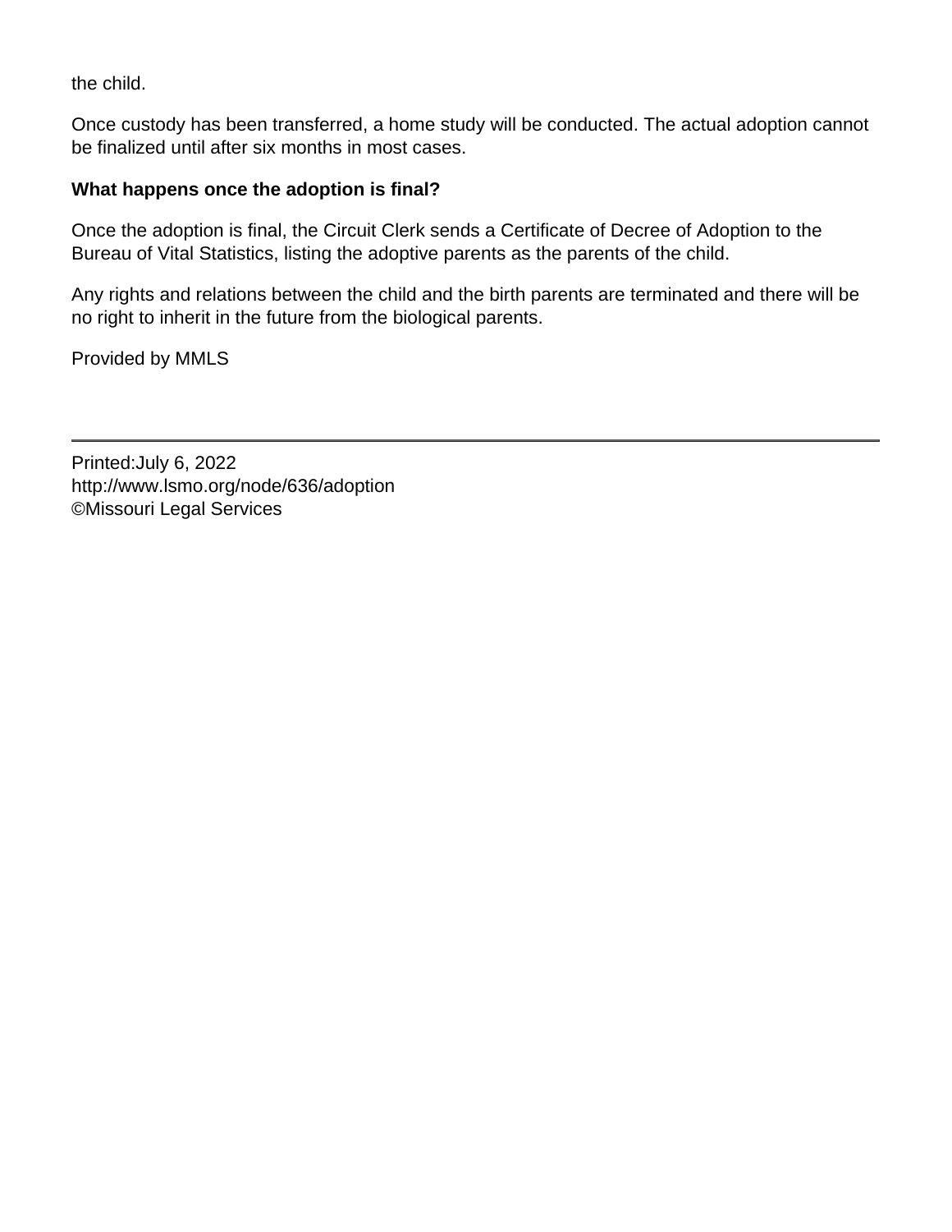the child.

Once custody has been transferred, a home study will be conducted. The actual adoption cannot be finalized until after six months in most cases.

**What happens once the adoption is final?**

Once the adoption is final, the Circuit Clerk sends a Certificate of Decree of Adoption to the Bureau of Vital Statistics, listing the adoptive parents as the parents of the child.

Any rights and relations between the child and the birth parents are terminated and there will be no right to inherit in the future from the biological parents.

Provided by MMLS

---

Printed:July 6, 2022
http://www.lsmo.org/node/636/adoption
©Missouri Legal Services